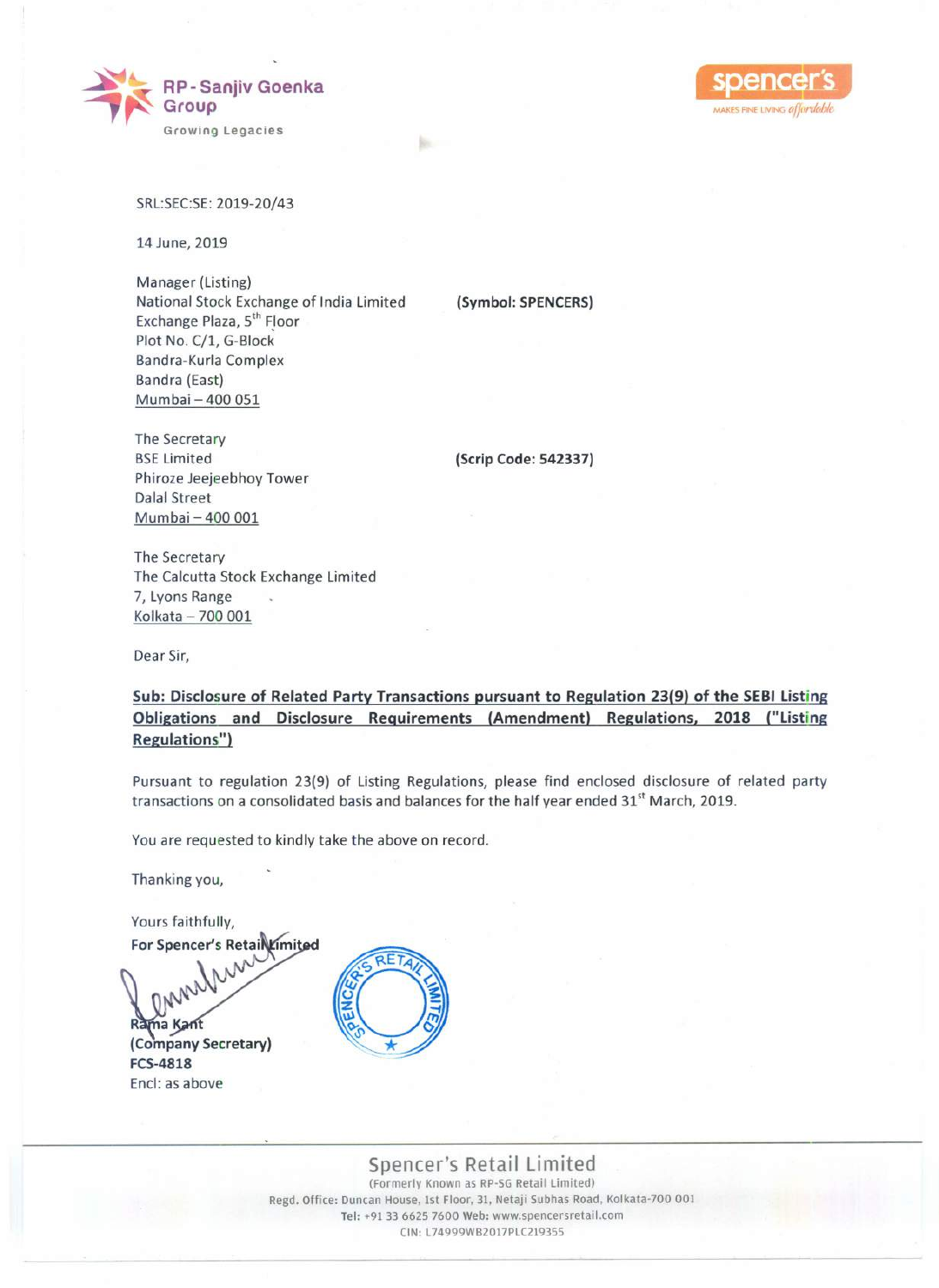RP - Sanjiv Goenka Group

Growing Legacies

spencer's

MAKES FINE LIVING affordable

SRL:SEC:SE: 2019-20/43

14 June, 2019

Manager (Listing)
National Stock Exchange of India Limited
Exchange Plaza, 5th Floor
Plot No. C/1, G-Block
Bandra-Kurla Complex
Bandra (East)
Mumbai – 400 051

**(Symbol: SPENCERS)**

The Secretary
BSE Limited
Phiroze Jeejeebhoy Tower
Dalal Street
Mumbai – 400 001

**(Scrip Code: 542337)**

The Secretary
The Calcutta Stock Exchange Limited
7, Lyons Range
Kolkata – 700 001

Dear Sir,

**Sub: Disclosure of Related Party Transactions pursuant to Regulation 23(9) of the SEBI Listing Obligations and Disclosure Requirements (Amendment) Regulations, 2018 ("Listing Regulations")**

Pursuant to regulation 23(9) of Listing Regulations, please find enclosed disclosure of related party transactions on a consolidated basis and balances for the half year ended 31st March, 2019.

You are requested to kindly take the above on record.

Thanking you,

Yours faithfully,

**For Spencer's Retail Limited**

**Rama Kant**
**(Company Secretary)**
**FCS-4818**
Encl: as above

Spencer's Retail Limited
(Formerly Known as RP-SG Retail Limited)
Regd. Office: Duncan House, 1st Floor, 31, Netaji Subhas Road, Kolkata-700 001
Tel: +91 33 6625 7600 Web: www.spencersretail.com
CIN: L74999WB2017PLC219355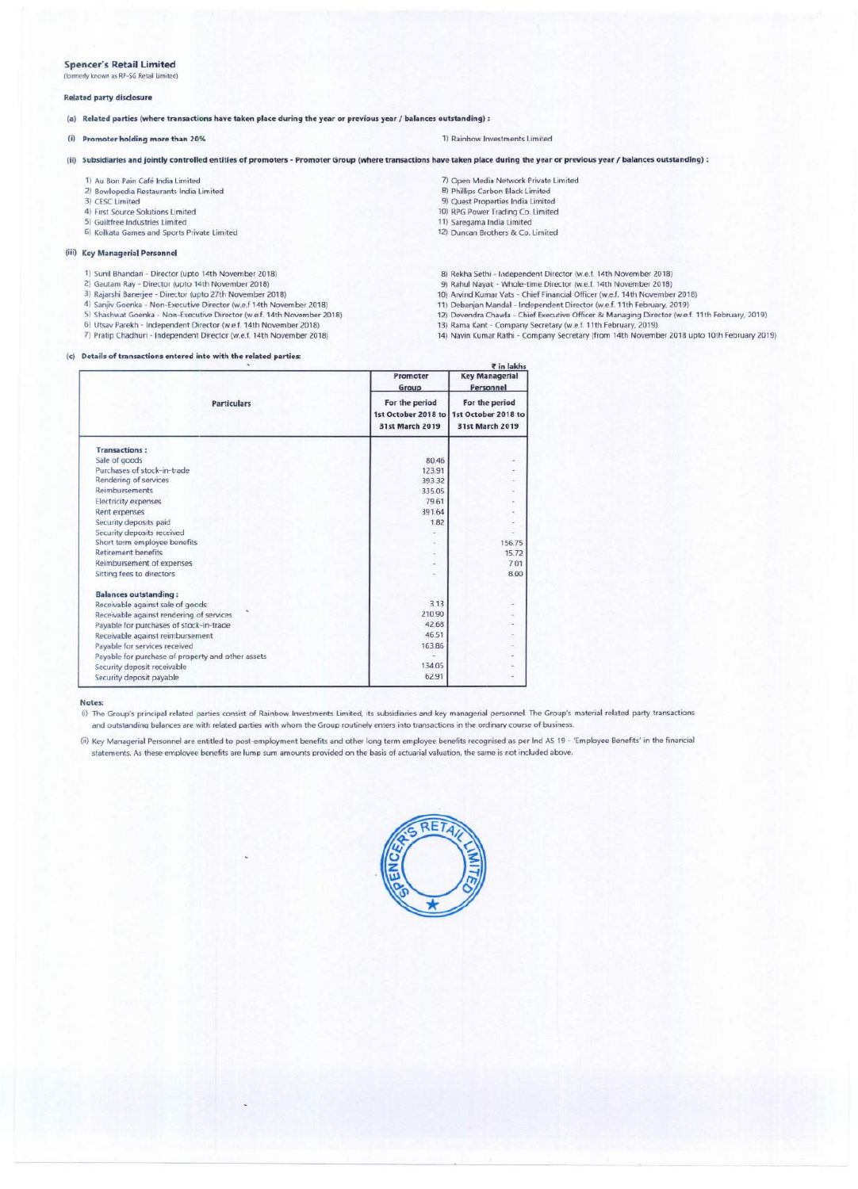**Spencer's Retail Limited**
(formerly known as RP-SG Retail Limited)

**Related party disclosure**

**(a) Related parties (where transactions have taken place during the year or previous year / balances outstanding) :**

**(i) Promoter holding more than 20%**

1) Rainbow Investments Limited

**(ii) Subsidiaries and jointly controlled entities of promoters - Promoter Group (where transactions have taken place during the year or previous year / balances outstanding) :**

1) Au Bon Pain Café India Limited
2) Bowlopedia Restaurants India Limited
3) CESC Limited
4) First Source Solutions Limited
5) Guiltfree Industries Limited
6) Kolkata Games and Sports Private Limited
7) Open Media Network Private Limited
8) Phillips Carbon Black Limited
9) Quest Properties India Limited
10) RPG Power Trading Co. Limited
11) Saregama India Limited
12) Duncan Brothers & Co. Limited

**(iii) Key Managerial Personnel**

1) Sunil Bhandari - Director (upto 14th November 2018)
2) Gautam Ray - Director (upto 14th November 2018)
3) Rajarshi Banerjee - Director (upto 27th November 2018)
4) Sanjiv Goenka - Non-Executive Director (w.e.f 14th November 2018)
5) Shashwat Goenka - Non-Executive Director (w.e.f. 14th November 2018)
6) Utsav Parekh - Independent Director (w.e.f. 14th November 2018)
7) Pratip Chadhuri - Independent Director (w.e.f. 14th November 2018)
8) Rekha Sethi - Independent Director (w.e.f. 14th November 2018)
9) Rahul Nayak - Whole-time Director (w.e.f. 14th November 2018)
10) Arvind Kumar Vats - Chief Financial Officer (w.e.f. 14th November 2018)
11) Debanjan Mandal - Independent Director (w.e.f. 11th February, 2019)
12) Devendra Chawla - Chief Executive Officer & Managing Director (w.e.f. 11th February, 2019)
13) Rama Kant - Company Secretary (w.e.f. 11th February, 2019)
14) Navin Kumar Rathi - Company Secretary (from 14th November 2018 upto 10th February 2019)

**(c) Details of transactions entered into with the related parties:**

₹ in lakhs

| Particulars | Promoter Group | Key Managerial Personnel |
|---|---|---|
| | For the period 1st October 2018 to 31st March 2019 | For the period 1st October 2018 to 31st March 2019 |
| **Transactions :** | | |
| Sale of goods | 80.46 | - |
| Purchases of stock-in-trade | 123.91 | - |
| Rendering of services | 393.32 | - |
| Reimbursements | 335.05 | - |
| Electricity expenses | 79.61 | - |
| Rent expenses | 391.64 | - |
| Security deposits paid | 1.82 | - |
| Security deposits received | - | - |
| Short term employee benefits | - | 156.75 |
| Retirement benefits | - | 15.72 |
| Reimbursement of expenses | - | 7.01 |
| Sitting fees to directors | - | 8.00 |
| **Balances outstanding :** | | |
| Receivable against sale of goods | 3.13 | - |
| Receivable against rendering of services | 210.90 | - |
| Payable for purchases of stock-in-trade | 42.68 | - |
| Receivable against reimbursement | 46.51 | - |
| Payable for services received | 163.86 | - |
| Payable for purchase of property and other assets | - | - |
| Security deposit receivable | 134.05 | - |
| Security deposit payable | 62.91 | - |

**Notes:**

(i) The Group's principal related parties consist of Rainbow Investments Limited, its subsidiaries and key managerial personnel. The Group's material related party transactions and outstanding balances are with related parties with whom the Group routinely enters into transactions in the ordinary course of business.

(ii) Key Managerial Personnel are entitled to post-employment benefits and other long term employee benefits recognised as per Ind AS 19 - 'Employee Benefits' in the financial statements. As these employee benefits are lump sum amounts provided on the basis of actuarial valuation, the same is not included above.